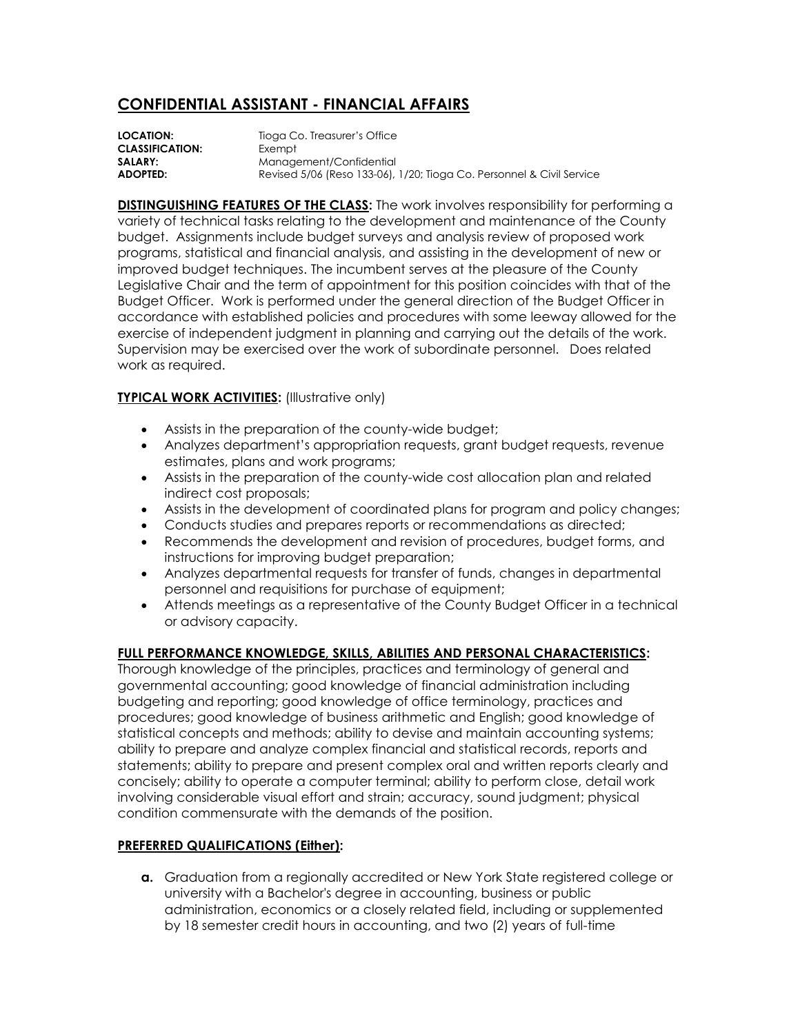# CONFIDENTIAL ASSISTANT - FINANCIAL AFFAIRS

**LOCATION:** Tioga Co. Treasurer's Office
**CLASSIFICATION:** Exempt
**SALARY:** Management/Confidential
**ADOPTED:** Revised 5/06 (Reso 133-06), 1/20; Tioga Co. Personnel & Civil Service

**DISTINGUISHING FEATURES OF THE CLASS:** The work involves responsibility for performing a variety of technical tasks relating to the development and maintenance of the County budget. Assignments include budget surveys and analysis review of proposed work programs, statistical and financial analysis, and assisting in the development of new or improved budget techniques. The incumbent serves at the pleasure of the County Legislative Chair and the term of appointment for this position coincides with that of the Budget Officer. Work is performed under the general direction of the Budget Officer in accordance with established policies and procedures with some leeway allowed for the exercise of independent judgment in planning and carrying out the details of the work. Supervision may be exercised over the work of subordinate personnel. Does related work as required.

**TYPICAL WORK ACTIVITIES:** (Illustrative only)

- Assists in the preparation of the county-wide budget;
- Analyzes department's appropriation requests, grant budget requests, revenue estimates, plans and work programs;
- Assists in the preparation of the county-wide cost allocation plan and related indirect cost proposals;
- Assists in the development of coordinated plans for program and policy changes;
- Conducts studies and prepares reports or recommendations as directed;
- Recommends the development and revision of procedures, budget forms, and instructions for improving budget preparation;
- Analyzes departmental requests for transfer of funds, changes in departmental personnel and requisitions for purchase of equipment;
- Attends meetings as a representative of the County Budget Officer in a technical or advisory capacity.

**FULL PERFORMANCE KNOWLEDGE, SKILLS, ABILITIES AND PERSONAL CHARACTERISTICS:**
Thorough knowledge of the principles, practices and terminology of general and governmental accounting; good knowledge of financial administration including budgeting and reporting; good knowledge of office terminology, practices and procedures; good knowledge of business arithmetic and English; good knowledge of statistical concepts and methods; ability to devise and maintain accounting systems; ability to prepare and analyze complex financial and statistical records, reports and statements; ability to prepare and present complex oral and written reports clearly and concisely; ability to operate a computer terminal; ability to perform close, detail work involving considerable visual effort and strain; accuracy, sound judgment; physical condition commensurate with the demands of the position.

**PREFERRED QUALIFICATIONS (Either):**

**a.** Graduation from a regionally accredited or New York State registered college or university with a Bachelor's degree in accounting, business or public administration, economics or a closely related field, including or supplemented by 18 semester credit hours in accounting, and two (2) years of full-time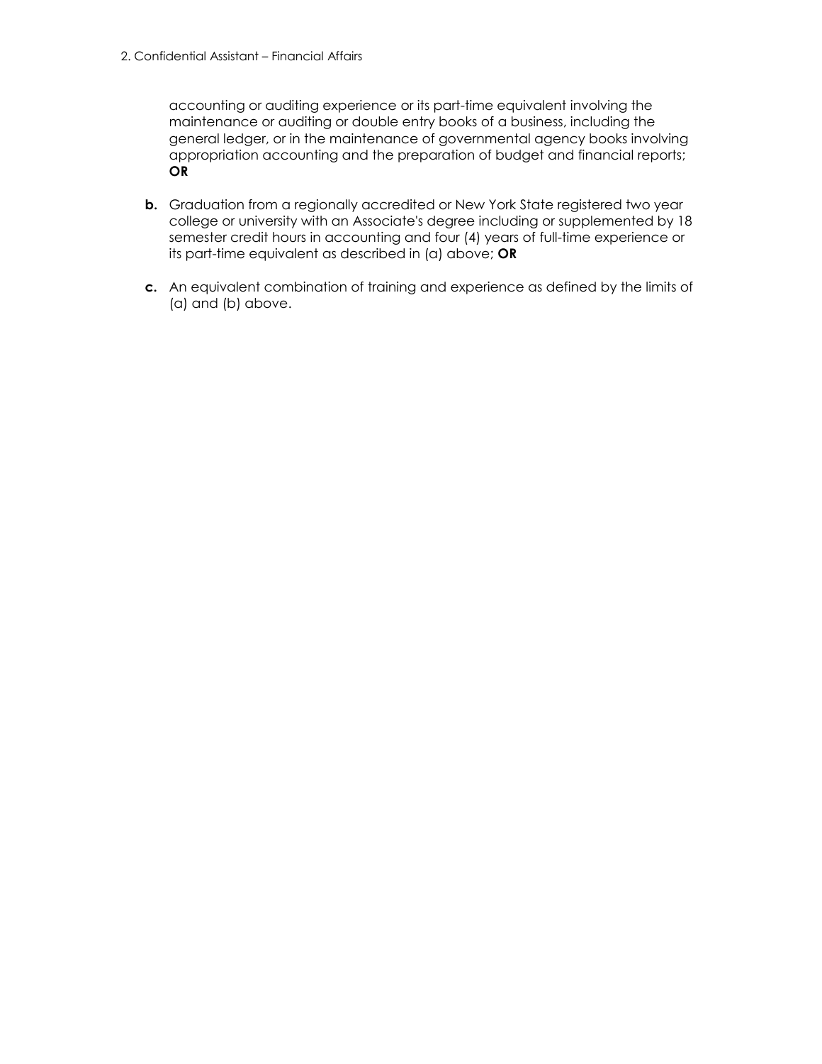accounting or auditing experience or its part-time equivalent involving the maintenance or auditing or double entry books of a business, including the general ledger, or in the maintenance of governmental agency books involving appropriation accounting and the preparation of budget and financial reports; **OR**

**b.** Graduation from a regionally accredited or New York State registered two year college or university with an Associate's degree including or supplemented by 18 semester credit hours in accounting and four (4) years of full-time experience or its part-time equivalent as described in (a) above; **OR**

**c.** An equivalent combination of training and experience as defined by the limits of (a) and (b) above.